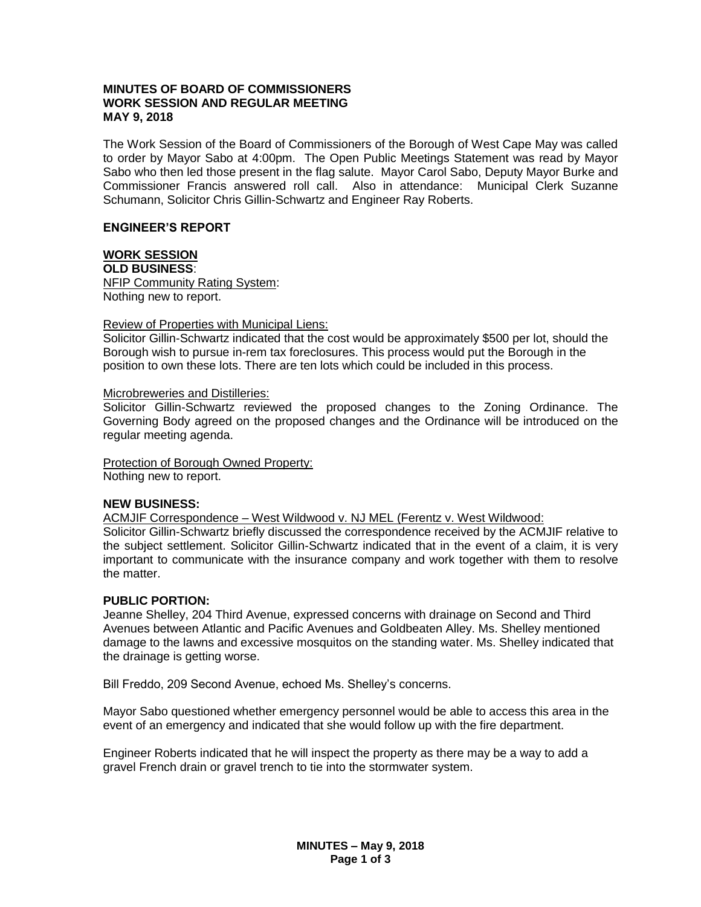**MINUTES OF BOARD OF COMMISSIONERS**
**WORK SESSION AND REGULAR MEETING**
**MAY 9, 2018**

The Work Session of the Board of Commissioners of the Borough of West Cape May was called to order by Mayor Sabo at 4:00pm. The Open Public Meetings Statement was read by Mayor Sabo who then led those present in the flag salute. Mayor Carol Sabo, Deputy Mayor Burke and Commissioner Francis answered roll call. Also in attendance: Municipal Clerk Suzanne Schumann, Solicitor Chris Gillin-Schwartz and Engineer Ray Roberts.

**ENGINEER'S REPORT**

**WORK SESSION**

**OLD BUSINESS**:

NFIP Community Rating System:
Nothing new to report.

Review of Properties with Municipal Liens:
Solicitor Gillin-Schwartz indicated that the cost would be approximately $500 per lot, should the Borough wish to pursue in-rem tax foreclosures. This process would put the Borough in the position to own these lots. There are ten lots which could be included in this process.

Microbreweries and Distilleries:
Solicitor Gillin-Schwartz reviewed the proposed changes to the Zoning Ordinance. The Governing Body agreed on the proposed changes and the Ordinance will be introduced on the regular meeting agenda.

Protection of Borough Owned Property:
Nothing new to report.

**NEW BUSINESS:**

ACMJIF Correspondence – West Wildwood v. NJ MEL (Ferentz v. West Wildwood:
Solicitor Gillin-Schwartz briefly discussed the correspondence received by the ACMJIF relative to the subject settlement. Solicitor Gillin-Schwartz indicated that in the event of a claim, it is very important to communicate with the insurance company and work together with them to resolve the matter.

**PUBLIC PORTION:**

Jeanne Shelley, 204 Third Avenue, expressed concerns with drainage on Second and Third Avenues between Atlantic and Pacific Avenues and Goldbeaten Alley. Ms. Shelley mentioned damage to the lawns and excessive mosquitos on the standing water. Ms. Shelley indicated that the drainage is getting worse.

Bill Freddo, 209 Second Avenue, echoed Ms. Shelley's concerns.

Mayor Sabo questioned whether emergency personnel would be able to access this area in the event of an emergency and indicated that she would follow up with the fire department.

Engineer Roberts indicated that he will inspect the property as there may be a way to add a gravel French drain or gravel trench to tie into the stormwater system.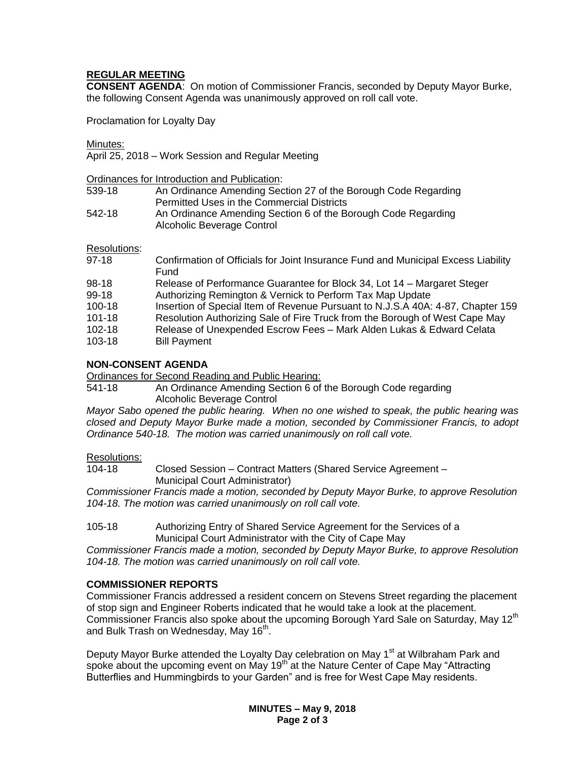**REGULAR MEETING**

**CONSENT AGENDA**: On motion of Commissioner Francis, seconded by Deputy Mayor Burke, the following Consent Agenda was unanimously approved on roll call vote.

Proclamation for Loyalty Day

Minutes:

April 25, 2018 – Work Session and Regular Meeting

Ordinances for Introduction and Publication:

539-18 An Ordinance Amending Section 27 of the Borough Code Regarding Permitted Uses in the Commercial Districts

542-18 An Ordinance Amending Section 6 of the Borough Code Regarding Alcoholic Beverage Control

Resolutions:

97-18 Confirmation of Officials for Joint Insurance Fund and Municipal Excess Liability Fund

98-18 Release of Performance Guarantee for Block 34, Lot 14 – Margaret Steger

99-18 Authorizing Remington & Vernick to Perform Tax Map Update

100-18 Insertion of Special Item of Revenue Pursuant to N.J.S.A 40A: 4-87, Chapter 159

101-18 Resolution Authorizing Sale of Fire Truck from the Borough of West Cape May

102-18 Release of Unexpended Escrow Fees – Mark Alden Lukas & Edward Celata

103-18 Bill Payment

**NON-CONSENT AGENDA**

Ordinances for Second Reading and Public Hearing:

541-18 An Ordinance Amending Section 6 of the Borough Code regarding Alcoholic Beverage Control

*Mayor Sabo opened the public hearing. When no one wished to speak, the public hearing was closed and Deputy Mayor Burke made a motion, seconded by Commissioner Francis, to adopt Ordinance 540-18. The motion was carried unanimously on roll call vote.*

Resolutions:

104-18 Closed Session – Contract Matters (Shared Service Agreement – Municipal Court Administrator)

*Commissioner Francis made a motion, seconded by Deputy Mayor Burke, to approve Resolution 104-18. The motion was carried unanimously on roll call vote.*

105-18 Authorizing Entry of Shared Service Agreement for the Services of a Municipal Court Administrator with the City of Cape May

*Commissioner Francis made a motion, seconded by Deputy Mayor Burke, to approve Resolution 104-18. The motion was carried unanimously on roll call vote.*

**COMMISSIONER REPORTS**

Commissioner Francis addressed a resident concern on Stevens Street regarding the placement of stop sign and Engineer Roberts indicated that he would take a look at the placement. Commissioner Francis also spoke about the upcoming Borough Yard Sale on Saturday, May 12th and Bulk Trash on Wednesday, May 16th.

Deputy Mayor Burke attended the Loyalty Day celebration on May 1st at Wilbraham Park and spoke about the upcoming event on May 19th at the Nature Center of Cape May "Attracting Butterflies and Hummingbirds to your Garden" and is free for West Cape May residents.

**MINUTES – May 9, 2018**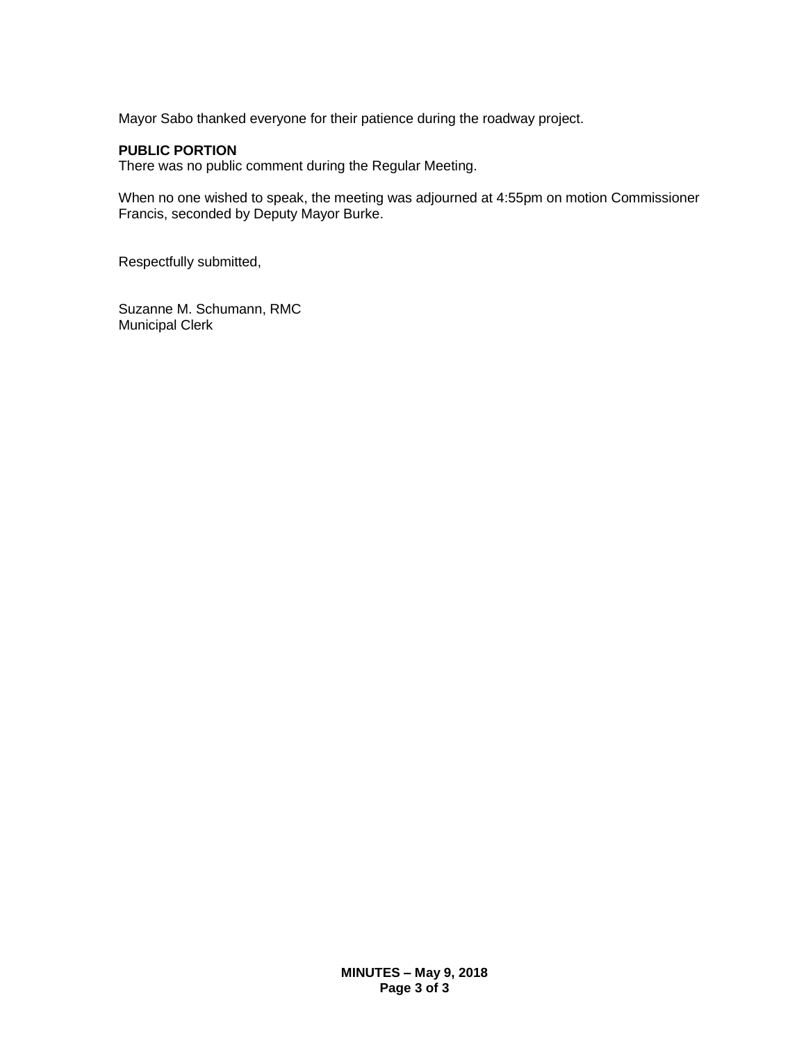Mayor Sabo thanked everyone for their patience during the roadway project.

**PUBLIC PORTION**
There was no public comment during the Regular Meeting.

When no one wished to speak, the meeting was adjourned at 4:55pm on motion Commissioner Francis, seconded by Deputy Mayor Burke.

Respectfully submitted,

Suzanne M. Schumann, RMC
Municipal Clerk